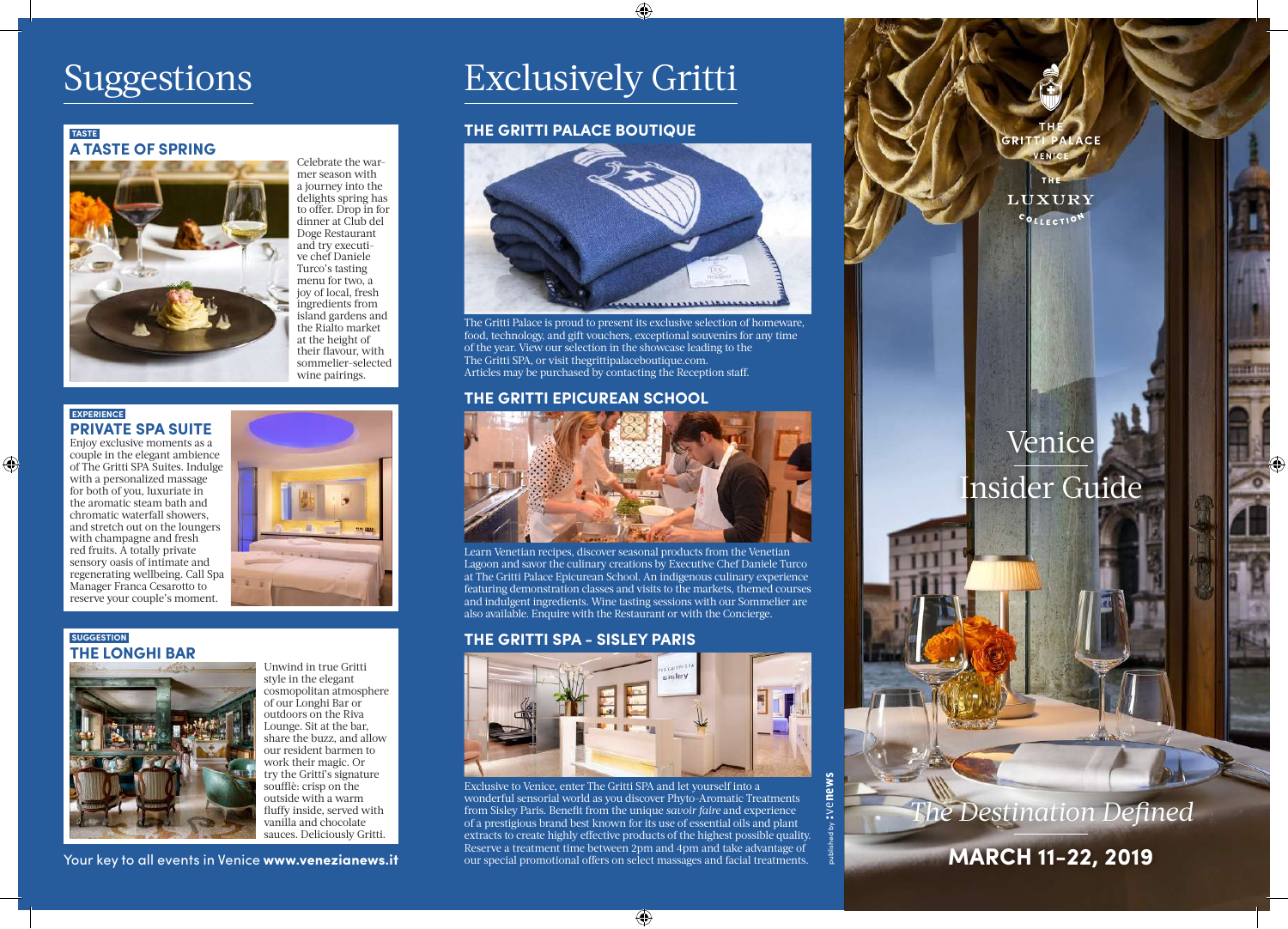# Suggestions

TASTE

## A TASTE OF SPRING

Celebrate the warmer season with a journey into the delights spring has to offer. Drop in for dinner at Club del Doge Restaurant and try executive chef Daniele Turco's tasting menu for two, a joy of local, fresh ingredients from island gardens and the Rialto market at the height of their flavour, with sommelier-selected wine pairings.

EXPERIENCE

## PRIVATE SPA SUITE

Enjoy exclusive moments as a couple in the elegant ambience of The Gritti SPA Suites. Indulge with a personalized massage for both of you, luxuriate in the aromatic steam bath and chromatic waterfall showers, and stretch out on the loungers with champagne and fresh red fruits. A totally private sensory oasis of intimate and regenerating wellbeing. Call Spa Manager Franca Cesarotto to reserve your couple's moment.

SUGGESTION

## THE LONGHI BAR

Unwind in true Gritti style in the elegant cosmopolitan atmosphere of our Longhi Bar or outdoors on the Riva Lounge. Sit at the bar, share the buzz, and allow our resident barmen to work their magic. Or try the Gritti's signature soufflè: crisp on the outside with a warm fluffy inside, served with vanilla and chocolate sauces. Deliciously Gritti.

Your key to all events in Venice **www.venezianews.it**

# Exclusively Gritti

## THE GRITTI PALACE BOUTIQUE

The Gritti Palace is proud to present its exclusive selection of homeware, food, technology, and gift vouchers, exceptional souvenirs for any time of the year. View our selection in the showcase leading to the The Gritti SPA, or visit thegrittipalaceboutique.com.
Articles may be purchased by contacting the Reception staff.

## THE GRITTI EPICUREAN SCHOOL

Learn Venetian recipes, discover seasonal products from the Venetian Lagoon and savor the culinary creations by Executive Chef Daniele Turco at The Gritti Palace Epicurean School. An indigenous culinary experience featuring demonstration classes and visits to the markets, themed courses and indulgent ingredients. Wine tasting sessions with our Sommelier are also available. Enquire with the Restaurant or with the Concierge.

## THE GRITTI SPA - SISLEY PARIS

Exclusive to Venice, enter The Gritti SPA and let yourself into a wonderful sensorial world as you discover Phyto-Aromatic Treatments from Sisley Paris. Benefit from the unique *savoir faire* and experience of a prestigious brand best known for its use of essential oils and plant extracts to create highly effective products of the highest possible quality. Reserve a treatment time between 2pm and 4pm and take advantage of our special promotional offers on select massages and facial treatments.

published by venews

THE GRITTI PALACE VENICE

THE LUXURY COLLECTION

# Venice Insider Guide

*The Destination Defined*

**MARCH 11-22, 2019**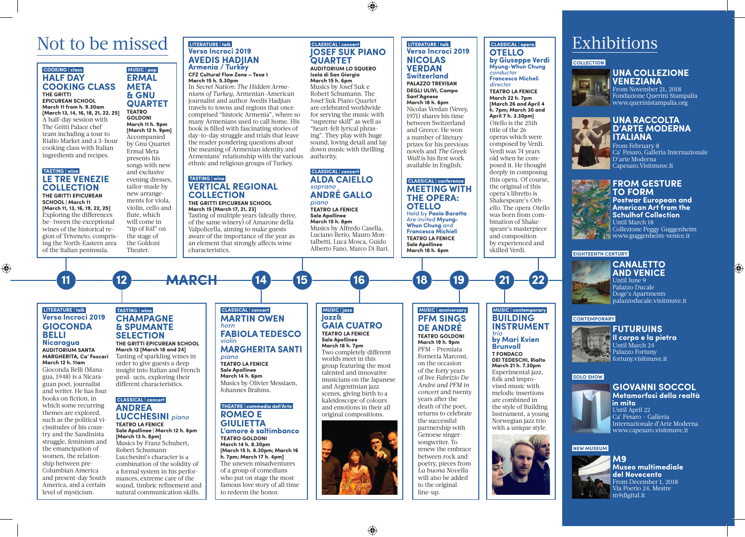# Not to be missed

**COOKING | class**

## HALF DAY COOKING CLASS

**THE GRITTI EPICUREAN SCHOOL**
**March 11 from h. 9.30am [March 13, 14, 16, 18, 21, 22, 25]**
A half-day session with The Gritti Palace chef team including a tour to Rialto Market and a 3-hour cooking class with Italian ingredients and recipes.

**TASTING | wine**

## LE TRE VENEZIE COLLECTION

**THE GRITTI EPICUREAN SCHOOL | March 11 [March 11, 13, 16, 19, 22, 25]**
Exploring the differences be- tween the exceptional wines of the historical re- gion of Triveneto, compris- ing the North-Eastern area of the Italian peninsula.

**MUSIC | pop**

## ERMAL META & GNU QUARTET

**TEATRO GOLDONI**
**March 11 h. 9pm [March 12 h. 9pm]**
Accompanied by Gnu Quartet Ermal Meta presents his songs with new and exclusive evening dresses, tailor-made by new arrange- ments for viola, violin, cello and flute, which will come in "tip of foil" on the stage of the Goldoni Theater.

**LITERATURE | talk**

## Verso Incroci 2019 AVEDIS HADJIAN Armenia / Turkey

**CFZ Cultural Flow Zone – Tesa 1**
**March 15 h. 5.30pm**
In *Secret Nation: The Hidden Armenians of Turkey*, Armenian-American journalist and author Avedis Hadjian travels to towns and regions that once comprised "historic Armenia", where so many Armenians used to call home. His book is filled with fascinating stories of day-to-day struggle and trials that leave the reader pondering questions about the meaning of Armenian identity and Armenians' relationship with the various ethnic and religious groups of Turkey.

**TASTING | wine**

## VERTICAL REGIONAL COLLECTION

**THE GRITTI EPICUREAN SCHOOL**
**March 15 [March 17, 21, 23]**
Tasting of multiple years (ideally three, of the same winery) of Amarone della Valpolicella, aiming to make guests aware of the importance of the year as an element that strongly affects wine characteristics.

**CLASSICAL | concert**

## JOSEF SUK PIANO QUARTET

**AUDITORIUM LO SQUERO**
**Isola di San Giorgio**
**March 15 h. 6pm**
Musics by Josef Suk e Robert Schumann. The Josef Suk Piano Quartet are celebrated worldwide for serving the music with "supreme skill" as well as "heart-felt lyrical phrasing". They play with huge sound, loving detail and lay down music with thrilling authority.

**CLASSICAL | concert**

## ALDA CAIELLO *soprano* ANDRÉ GALLO *piano*

**TEATRO LA FENICE**
**Sale Apollinee**
**March 15 h. 8pm**
Musics by Alfredo Casella, Luciano Berio, Mauro Montalbetti, Luca Mosca, Guido Alberto Fano, Marco Di Bari.

**LITERATURE | talk**

## Verso Incroci 2019 NICOLAS VERDAN Switzerland

**PALAZZO TREVISAN DEGLI ULIVI, Campo Sant'Agnese**
**March 18 h. 6pm**
Nicolas Verdan (Vevey, 1971) shares his time between Switzerland and Greece. He won a number of literary prizes for his previous novels and *The Greek Wall* is his first work available in English.

**CLASSICAL | conference**

## MEETING WITH THE OPERA: OTELLO

Held by **Paolo Baratta**
Are invited **Myung-Whun Chung** and **Francesco Michieli**
**TEATRO LA FENICE**
**Sale Apollinee**
**March 18 h. 6pm**

**CLASSICAL | opera**

## OTELLO by Giuseppe Verdi

**Myung-Whun Chung** *conductor*
**Francesco Micheli** *director*
**TEATRO LA FENICE**
**March 22 h. 7pm [March 26 and April 4 h. 7pm; March 30 and April 7 h. 3.30pm]**
*Otello* is the 25th title of the 26 operas which were composed by Verdi. Verdi was 74 years old when he composed it. He thought deeply in composing this opera. Of course, the original of this opera's libretto is Shakespeare's *Othello*. The opera *Otello* was born from combination of Shakespeare's masterpiece and composition by experienced and skilled Verdi.

**11 — 12 — MARCH — 14 — 15 — 16 — 18 — 19 — 21 — 22**

**LITERATURE | talk**

## Verso Incroci 2019 GIOCONDA BELLI Nicaragua

**AUDITORIUM SANTA MARGHERITA, Ca' Foscari**
**March 12 h. 11am**
Gioconda Belli (Managua, 1948) is a Nicaraguan poet, journalist and writer. He has four books on fiction, in which some recurring themes are explored, such as the political vicissitudes of his country and the Sandinista struggle, feminism and the emancipation of women, the relationship between pre-Columbian America and present-day South America, and a certain level of mysticism.

**TASTING | wine**

## CHAMPAGNE & SPUMANTE SELECTION

**THE GRITTI EPICUREAN SCHOOL**
**March 12 [March 18 and 24]**
Tasting of sparkling wines in order to give guests a deep insight into Italian and French prod- ucts, exploring their different characteristics.

**CLASSICAL | concert**

## ANDREA LUCCHESINI *piano*

**TEATRO LA FENICE**
**Sale Apollinee | March 12 h. 8pm [March 13 h. 8pm]**
Musics by Franz Schubert, Robert Schumann
Lucchesini's character is a combination of the solidity of a formal system in his performances, extreme care of the sound, timbric refinement and natural communication skills.

**CLASSICAL | concert**

## MARTIN OWEN *horn* FABIOLA TEDESCO *violin* MARGHERITA SANTI *piano*

**TEATRO LA FENICE**
**Sale Apollinee**
**March 14 h. 6pm**
Musics by Olivier Messiaen, Johannes Brahms.

**THEATRE | commedia dell'Arte**

## ROMEO E GIULIETTA *L'amore è saltimbanco*

**TEATRO GOLDONI**
**March 14 h. 8.30pm [March 15 h. 8.30pm; March 16 h. 7pm; March 17 h. 4pm]**
The uneven misadventures of a group of comedians who put on stage the most famous love story of all time to redeem the honor.

**MUSIC | jazz**

## Jazz& GAIA CUATRO

**TEATRO LA FENICE**
**Sale Apollinee**
**March 16 h. 7pm**
Two completely different worlds meet in this group featuring the most talented and innovative musicians on the Japanese and Argentinian jazz scenes, giving birth to a kaleidoscope of colours and emotions in their all original compositions.

**MUSIC | anniversary**

## PFM SINGS DE ANDRÉ

**TEATRO GOLDONI**
**March 19 h. 9pm**
PFM – Premiata Forneria Marconi, on the occasion of the forty years of live *Fabrizio De André and PFM in concert* and twenty years after the death of the poet, returns to celebrate the successful partnership with Genoese singer-songwriter. To renew the embrace between rock and poetry, pieces from *La buona Novella* will also be added to the original line-up.

**MUSIC | contemporary**

## BUILDING INSTRUMENT *trio* by Mari Kvien Brunvoll

**T FONDACO DEI TEDESCHI, Rialto**
**March 21 h. 7.30pm**
Experimental jazz, folk and improvised music with melodic insertions are combined in the style of Building Instrument, a young Norwegian jazz trio with a unique style.

# Exhibitions

**COLLECTION**

## UNA COLLEZIONE VENEZIANA

From November 21, 2018
Fondazione Querini Stampalia
www.querinistampalia.org

## UNA RACCOLTA D'ARTE MODERNA ITALIANA

From February 8
Ca' Pesaro, Galleria Internazionale D'arte Moderna
Capesaro.Visitmuve.It

## FROM GESTURE TO FORM

**Postwar European and American Art from the Schulhof Collection**
Until March 18
Collezione Peggy Guggenheim
www.guggenheim-venice.it

**EIGHTEENTH CENTURY**

## CANALETTO AND VENICE

Until June 9
Palazzo Ducale
Doge's Apartments
palazzoducale.visitmuve.it

**CONTEMPORARY**

## FUTURUINS

**Il corpo e la pietra**
Until March 24
Palazzo Fortuny
fortuny.visitmuve.it

**SOLO SHOW**

## GIOVANNI SOCCOL

**Metamorfosi della realtà in mito**
Until April 22
Ca' Pesaro – Galleria Internazionale d'Arte Moderna
www.capesaro.visitmuve.it

**NEW MUSEUM**

## M9

**Museo multimediale del Novecento**
From December 1, 2018
Via Poerio 24, Mestre
m9digital.it